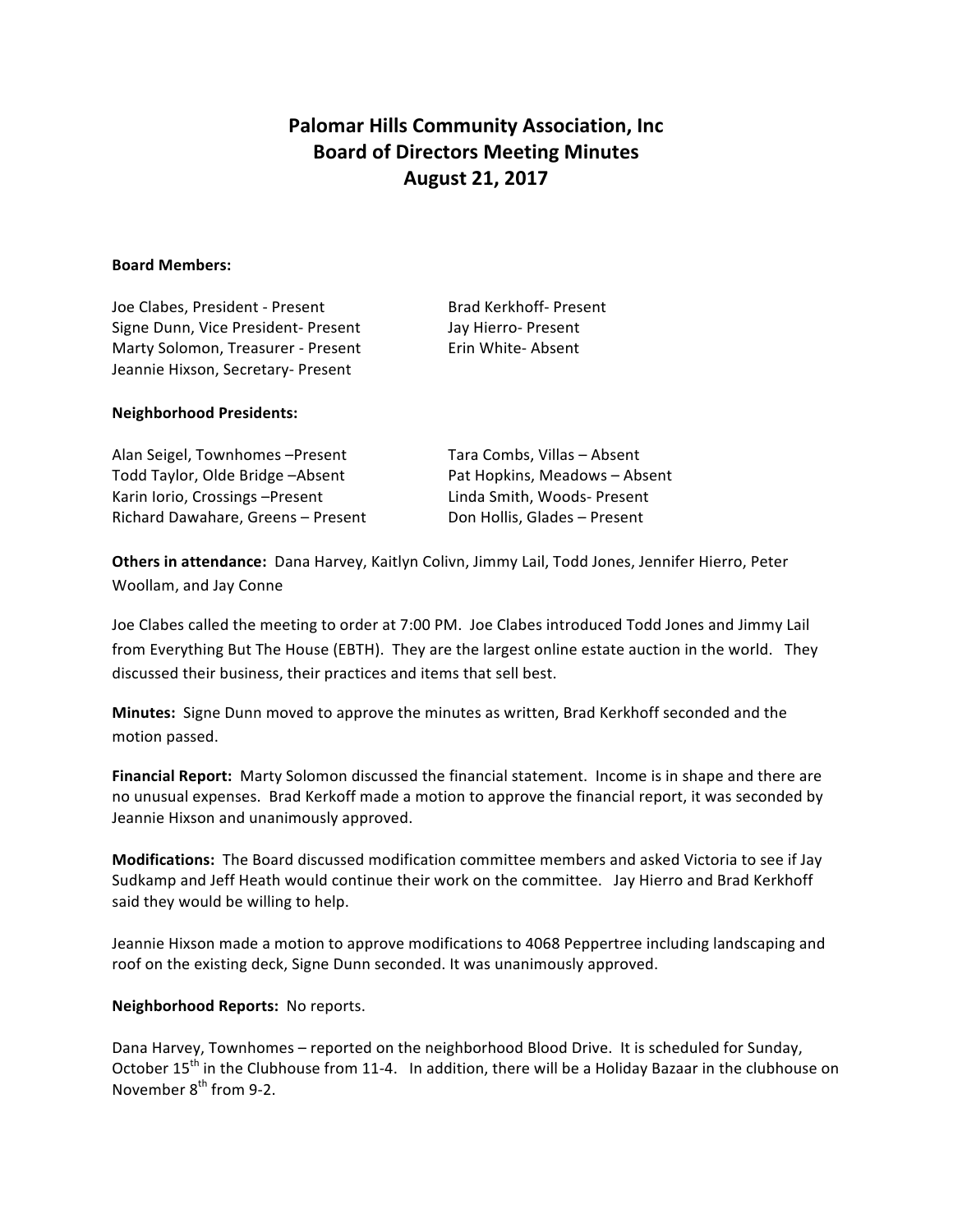# Palomar Hills Community Association, Inc
## Board of Directors Meeting Minutes
## August 21, 2017

**Board Members:**

Joe Clabes, President - Present
Signe Dunn, Vice President- Present
Marty Solomon, Treasurer - Present
Jeannie Hixson, Secretary- Present
Brad Kerkhoff- Present
Jay Hierro- Present
Erin White- Absent

**Neighborhood Presidents:**

Alan Seigel, Townhomes –Present
Todd Taylor, Olde Bridge –Absent
Karin Iorio, Crossings –Present
Richard Dawahare, Greens – Present
Tara Combs, Villas – Absent
Pat Hopkins, Meadows – Absent
Linda Smith, Woods- Present
Don Hollis, Glades – Present

**Others in attendance:** Dana Harvey, Kaitlyn Colivn, Jimmy Lail, Todd Jones, Jennifer Hierro, Peter Woollam, and Jay Conne

Joe Clabes called the meeting to order at 7:00 PM. Joe Clabes introduced Todd Jones and Jimmy Lail from Everything But The House (EBTH). They are the largest online estate auction in the world. They discussed their business, their practices and items that sell best.

**Minutes:** Signe Dunn moved to approve the minutes as written, Brad Kerkhoff seconded and the motion passed.

**Financial Report:** Marty Solomon discussed the financial statement. Income is in shape and there are no unusual expenses. Brad Kerkoff made a motion to approve the financial report, it was seconded by Jeannie Hixson and unanimously approved.

**Modifications:** The Board discussed modification committee members and asked Victoria to see if Jay Sudkamp and Jeff Heath would continue their work on the committee. Jay Hierro and Brad Kerkhoff said they would be willing to help.

Jeannie Hixson made a motion to approve modifications to 4068 Peppertree including landscaping and roof on the existing deck, Signe Dunn seconded. It was unanimously approved.

**Neighborhood Reports:** No reports.

Dana Harvey, Townhomes – reported on the neighborhood Blood Drive. It is scheduled for Sunday, October 15th in the Clubhouse from 11-4. In addition, there will be a Holiday Bazaar in the clubhouse on November 8th from 9-2.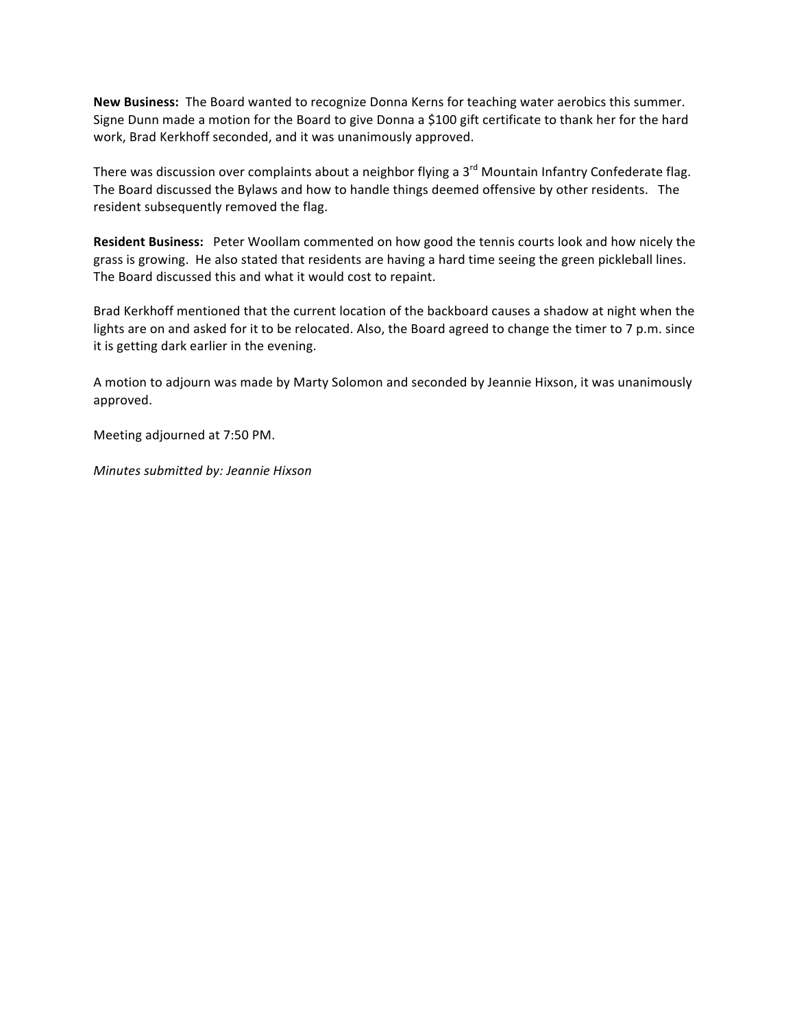**New Business:** The Board wanted to recognize Donna Kerns for teaching water aerobics this summer. Signe Dunn made a motion for the Board to give Donna a $100 gift certificate to thank her for the hard work, Brad Kerkhoff seconded, and it was unanimously approved.

There was discussion over complaints about a neighbor flying a 3rd Mountain Infantry Confederate flag. The Board discussed the Bylaws and how to handle things deemed offensive by other residents. The resident subsequently removed the flag.

**Resident Business:** Peter Woollam commented on how good the tennis courts look and how nicely the grass is growing. He also stated that residents are having a hard time seeing the green pickleball lines. The Board discussed this and what it would cost to repaint.

Brad Kerkhoff mentioned that the current location of the backboard causes a shadow at night when the lights are on and asked for it to be relocated. Also, the Board agreed to change the timer to 7 p.m. since it is getting dark earlier in the evening.

A motion to adjourn was made by Marty Solomon and seconded by Jeannie Hixson, it was unanimously approved.

Meeting adjourned at 7:50 PM.

*Minutes submitted by: Jeannie Hixson*